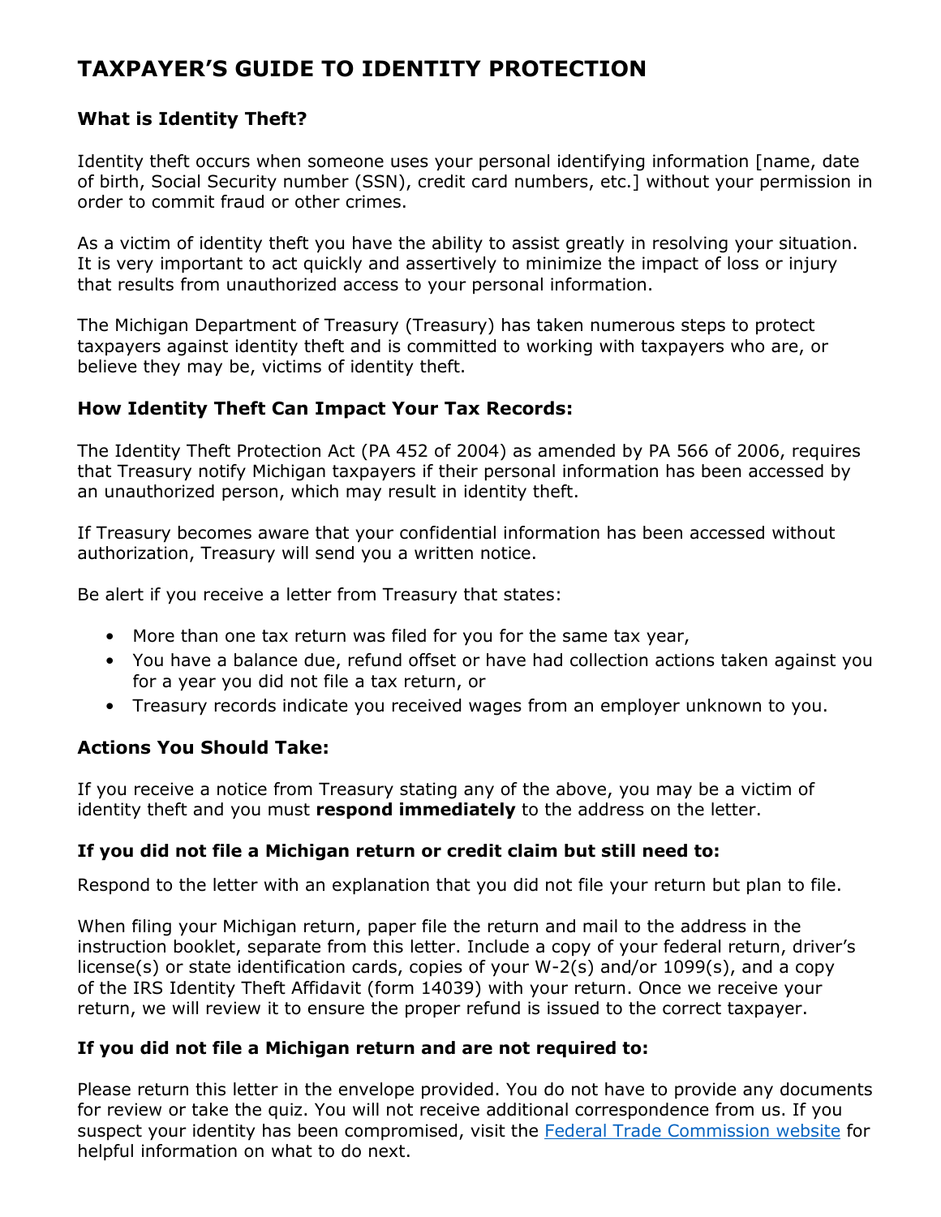# TAXPAYER'S GUIDE TO IDENTITY PROTECTION

## What is Identity Theft?

Identity theft occurs when someone uses your personal identifying information [name, date of birth, Social Security number (SSN), credit card numbers, etc.] without your permission in order to commit fraud or other crimes.

As a victim of identity theft you have the ability to assist greatly in resolving your situation. It is very important to act quickly and assertively to minimize the impact of loss or injury that results from unauthorized access to your personal information.

The Michigan Department of Treasury (Treasury) has taken numerous steps to protect taxpayers against identity theft and is committed to working with taxpayers who are, or believe they may be, victims of identity theft.

## How Identity Theft Can Impact Your Tax Records:

The Identity Theft Protection Act (PA 452 of 2004) as amended by PA 566 of 2006, requires that Treasury notify Michigan taxpayers if their personal information has been accessed by an unauthorized person, which may result in identity theft.

If Treasury becomes aware that your confidential information has been accessed without authorization, Treasury will send you a written notice.

Be alert if you receive a letter from Treasury that states:

- More than one tax return was filed for you for the same tax year,
- You have a balance due, refund offset or have had collection actions taken against you for a year you did not file a tax return, or
- Treasury records indicate you received wages from an employer unknown to you.

## Actions You Should Take:

If you receive a notice from Treasury stating any of the above, you may be a victim of identity theft and you must **respond immediately** to the address on the letter.

### If you did not file a Michigan return or credit claim but still need to:

Respond to the letter with an explanation that you did not file your return but plan to file.

When filing your Michigan return, paper file the return and mail to the address in the instruction booklet, separate from this letter. Include a copy of your federal return, driver's license(s) or state identification cards, copies of your W-2(s) and/or 1099(s), and a copy of the IRS Identity Theft Affidavit (form 14039) with your return. Once we receive your return, we will review it to ensure the proper refund is issued to the correct taxpayer.

### If you did not file a Michigan return and are not required to:

Please return this letter in the envelope provided. You do not have to provide any documents for review or take the quiz. You will not receive additional correspondence from us. If you suspect your identity has been compromised, visit the Federal Trade Commission website for helpful information on what to do next.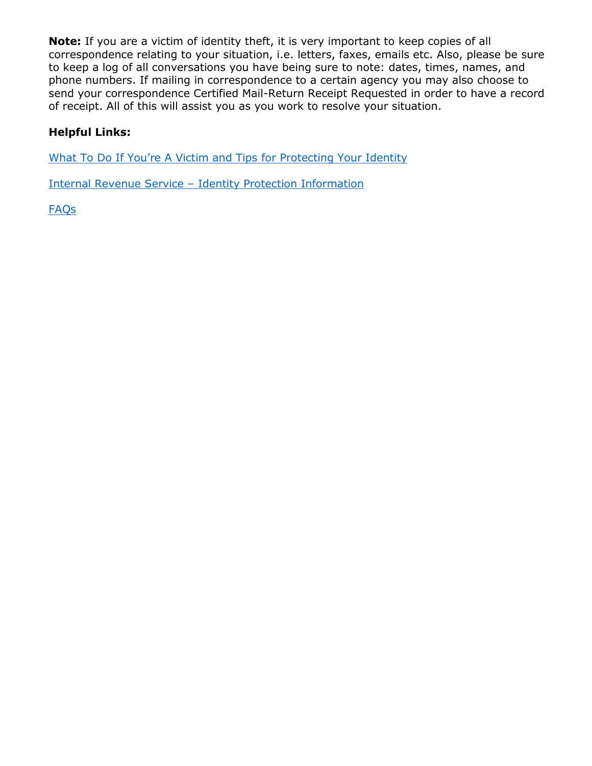**Note:** If you are a victim of identity theft, it is very important to keep copies of all correspondence relating to your situation, i.e. letters, faxes, emails etc. Also, please be sure to keep a log of all conversations you have being sure to note: dates, times, names, and phone numbers. If mailing in correspondence to a certain agency you may also choose to send your correspondence Certified Mail-Return Receipt Requested in order to have a record of receipt. All of this will assist you as you work to resolve your situation.

**Helpful Links:**

What To Do If You're A Victim and Tips for Protecting Your Identity

Internal Revenue Service – Identity Protection Information

FAQs